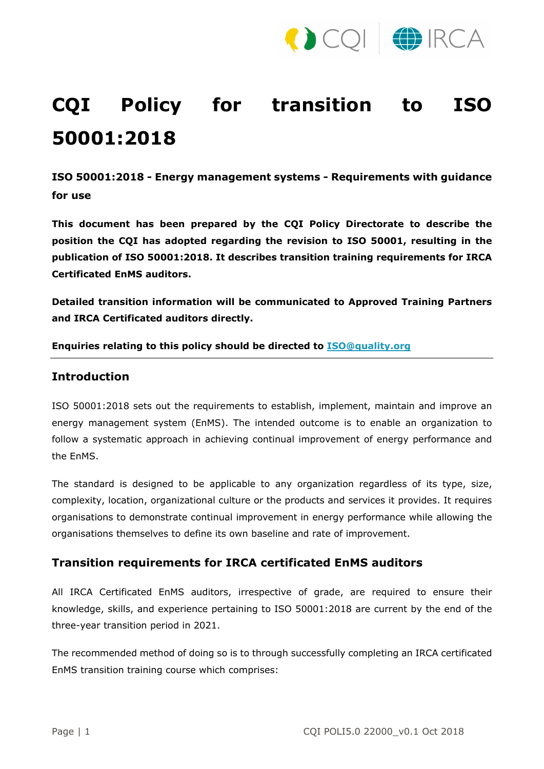# CQI Policy for transition to ISO 50001:2018

**ISO 50001:2018 - Energy management systems - Requirements with guidance for use**

**This document has been prepared by the CQI Policy Directorate to describe the position the CQI has adopted regarding the revision to ISO 50001, resulting in the publication of ISO 50001:2018. It describes transition training requirements for IRCA Certificated EnMS auditors.**

**Detailed transition information will be communicated to Approved Training Partners and IRCA Certificated auditors directly.**

**Enquiries relating to this policy should be directed to [ISO@quality.org](mailto:ISO@quality.org)**

---

## Introduction

ISO 50001:2018 sets out the requirements to establish, implement, maintain and improve an energy management system (EnMS). The intended outcome is to enable an organization to follow a systematic approach in achieving continual improvement of energy performance and the EnMS.

The standard is designed to be applicable to any organization regardless of its type, size, complexity, location, organizational culture or the products and services it provides. It requires organisations to demonstrate continual improvement in energy performance while allowing the organisations themselves to define its own baseline and rate of improvement.

## Transition requirements for IRCA certificated EnMS auditors

All IRCA Certificated EnMS auditors, irrespective of grade, are required to ensure their knowledge, skills, and experience pertaining to ISO 50001:2018 are current by the end of the three-year transition period in 2021.

The recommended method of doing so is to through successfully completing an IRCA certificated EnMS transition training course which comprises: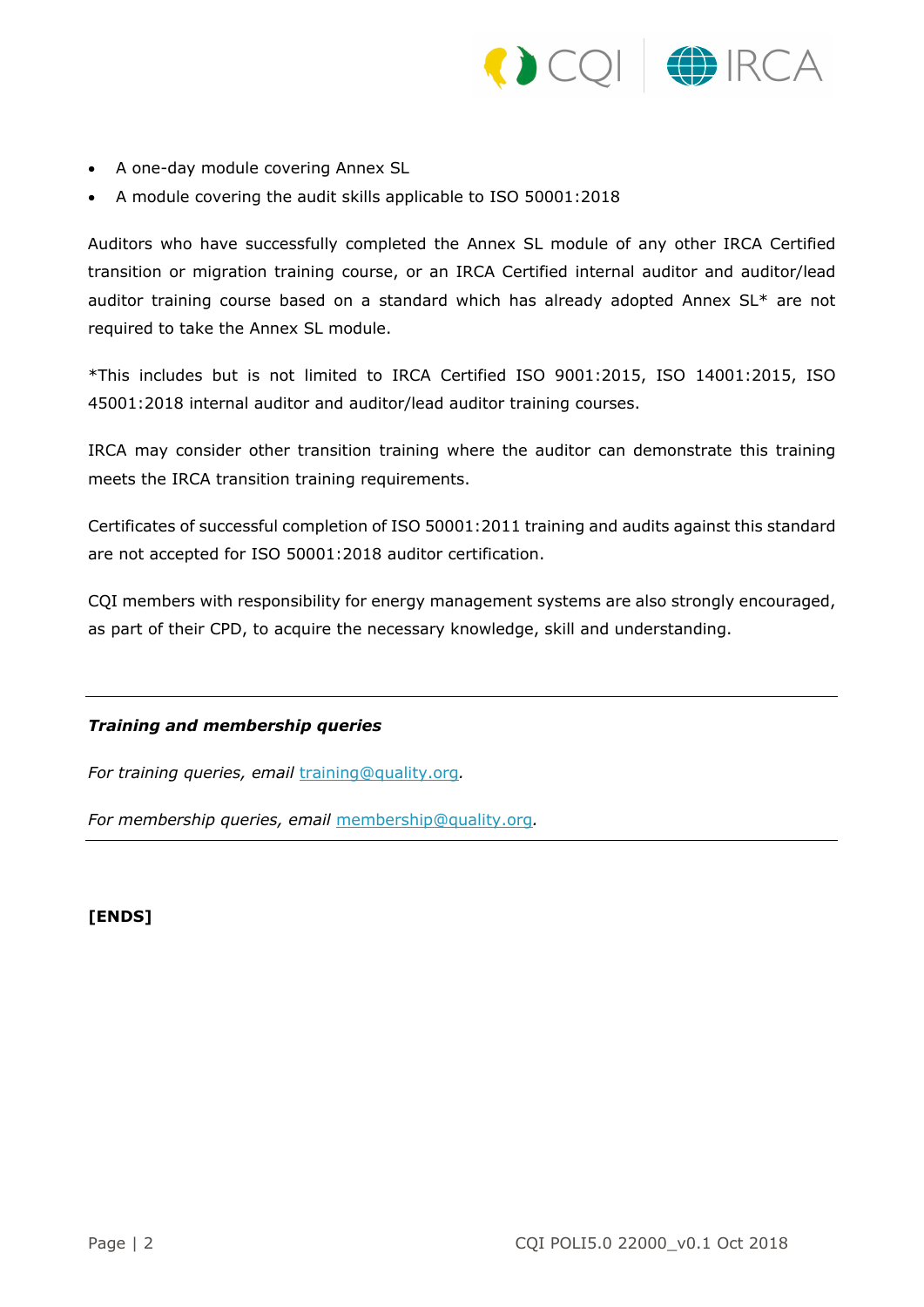- A one-day module covering Annex SL
- A module covering the audit skills applicable to ISO 50001:2018

Auditors who have successfully completed the Annex SL module of any other IRCA Certified transition or migration training course, or an IRCA Certified internal auditor and auditor/lead auditor training course based on a standard which has already adopted Annex SL* are not required to take the Annex SL module.

*This includes but is not limited to IRCA Certified ISO 9001:2015, ISO 14001:2015, ISO 45001:2018 internal auditor and auditor/lead auditor training courses.

IRCA may consider other transition training where the auditor can demonstrate this training meets the IRCA transition training requirements.

Certificates of successful completion of ISO 50001:2011 training and audits against this standard are not accepted for ISO 50001:2018 auditor certification.

CQI members with responsibility for energy management systems are also strongly encouraged, as part of their CPD, to acquire the necessary knowledge, skill and understanding.

---

***Training and membership queries***

*For training queries, email* training@quality.org.

*For membership queries, email* membership@quality.org.

---

**[ENDS]**